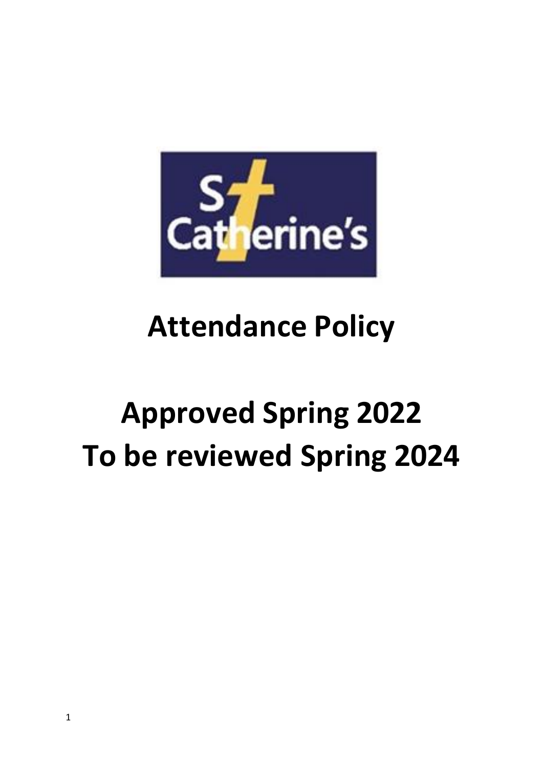# Attendance Policy

# Approved Spring 2022
# To be reviewed Spring 2024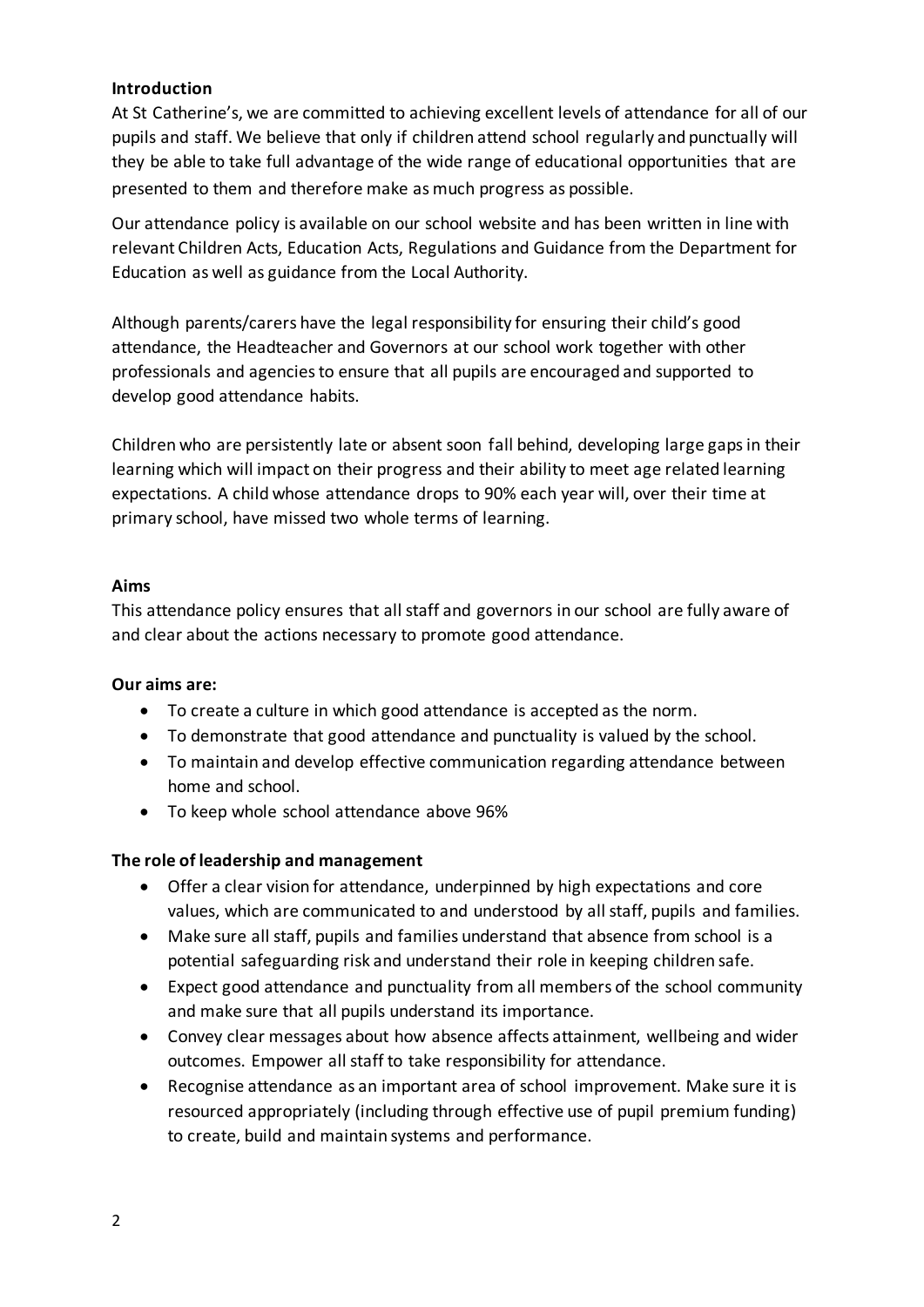**Introduction**

At St Catherine's, we are committed to achieving excellent levels of attendance for all of our pupils and staff. We believe that only if children attend school regularly and punctually will they be able to take full advantage of the wide range of educational opportunities that are presented to them and therefore make as much progress as possible.

Our attendance policy is available on our school website and has been written in line with relevant Children Acts, Education Acts, Regulations and Guidance from the Department for Education as well as guidance from the Local Authority.

Although parents/carers have the legal responsibility for ensuring their child's good attendance, the Headteacher and Governors at our school work together with other professionals and agencies to ensure that all pupils are encouraged and supported to develop good attendance habits.

Children who are persistently late or absent soon fall behind, developing large gaps in their learning which will impact on their progress and their ability to meet age related learning expectations. A child whose attendance drops to 90% each year will, over their time at primary school, have missed two whole terms of learning.

**Aims**

This attendance policy ensures that all staff and governors in our school are fully aware of and clear about the actions necessary to promote good attendance.

**Our aims are:**

- To create a culture in which good attendance is accepted as the norm.
- To demonstrate that good attendance and punctuality is valued by the school.
- To maintain and develop effective communication regarding attendance between home and school.
- To keep whole school attendance above 96%

**The role of leadership and management**

- Offer a clear vision for attendance, underpinned by high expectations and core values, which are communicated to and understood by all staff, pupils and families.
- Make sure all staff, pupils and families understand that absence from school is a potential safeguarding risk and understand their role in keeping children safe.
- Expect good attendance and punctuality from all members of the school community and make sure that all pupils understand its importance.
- Convey clear messages about how absence affects attainment, wellbeing and wider outcomes. Empower all staff to take responsibility for attendance.
- Recognise attendance as an important area of school improvement. Make sure it is resourced appropriately (including through effective use of pupil premium funding) to create, build and maintain systems and performance.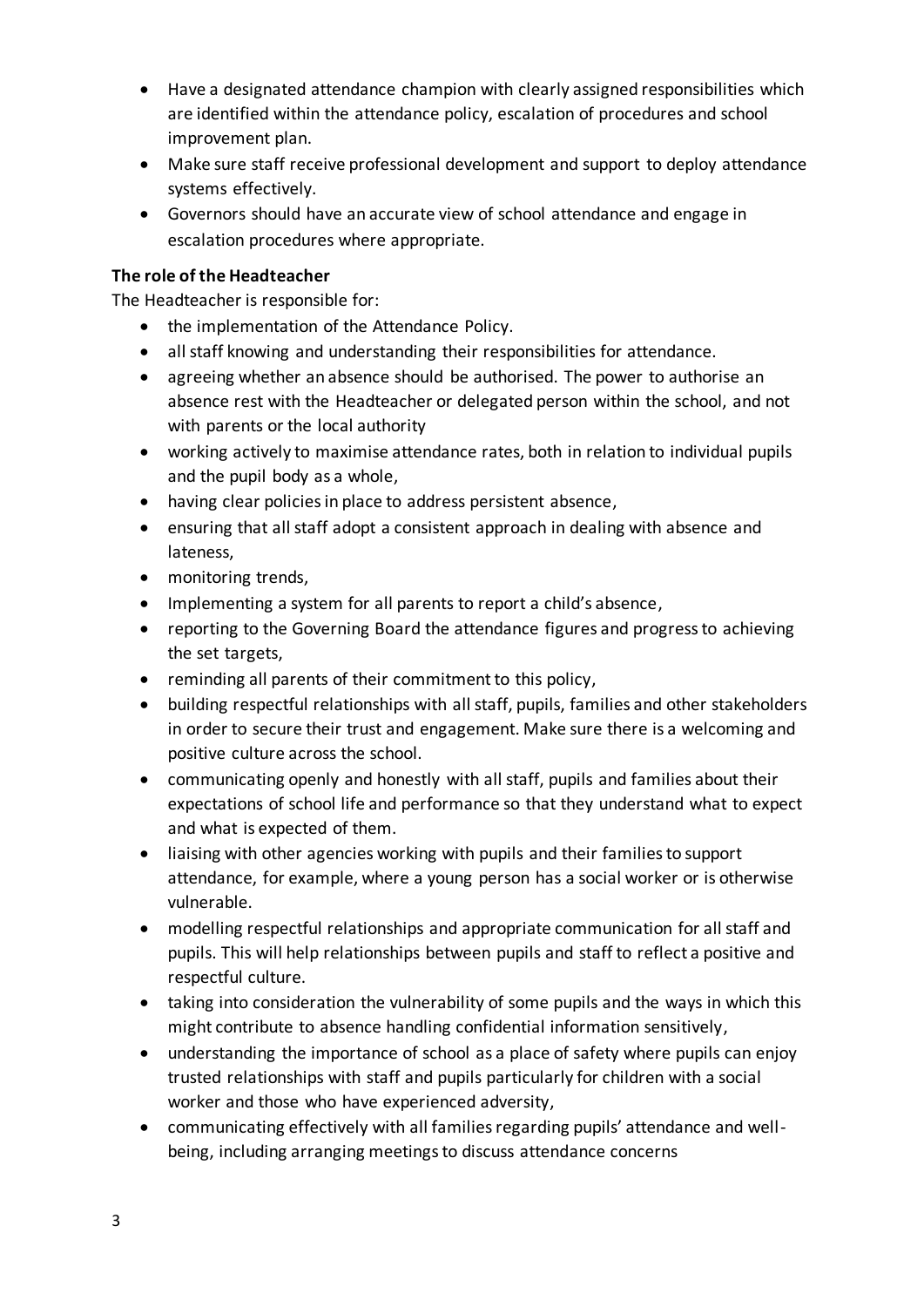- Have a designated attendance champion with clearly assigned responsibilities which are identified within the attendance policy, escalation of procedures and school improvement plan.
- Make sure staff receive professional development and support to deploy attendance systems effectively.
- Governors should have an accurate view of school attendance and engage in escalation procedures where appropriate.

**The role of the Headteacher**

The Headteacher is responsible for:

- the implementation of the Attendance Policy.
- all staff knowing and understanding their responsibilities for attendance.
- agreeing whether an absence should be authorised. The power to authorise an absence rest with the Headteacher or delegated person within the school, and not with parents or the local authority
- working actively to maximise attendance rates, both in relation to individual pupils and the pupil body as a whole,
- having clear policies in place to address persistent absence,
- ensuring that all staff adopt a consistent approach in dealing with absence and lateness,
- monitoring trends,
- Implementing a system for all parents to report a child's absence,
- reporting to the Governing Board the attendance figures and progress to achieving the set targets,
- reminding all parents of their commitment to this policy,
- building respectful relationships with all staff, pupils, families and other stakeholders in order to secure their trust and engagement. Make sure there is a welcoming and positive culture across the school.
- communicating openly and honestly with all staff, pupils and families about their expectations of school life and performance so that they understand what to expect and what is expected of them.
- liaising with other agencies working with pupils and their families to support attendance, for example, where a young person has a social worker or is otherwise vulnerable.
- modelling respectful relationships and appropriate communication for all staff and pupils. This will help relationships between pupils and staff to reflect a positive and respectful culture.
- taking into consideration the vulnerability of some pupils and the ways in which this might contribute to absence handling confidential information sensitively,
- understanding the importance of school as a place of safety where pupils can enjoy trusted relationships with staff and pupils particularly for children with a social worker and those who have experienced adversity,
- communicating effectively with all families regarding pupils' attendance and well-being, including arranging meetings to discuss attendance concerns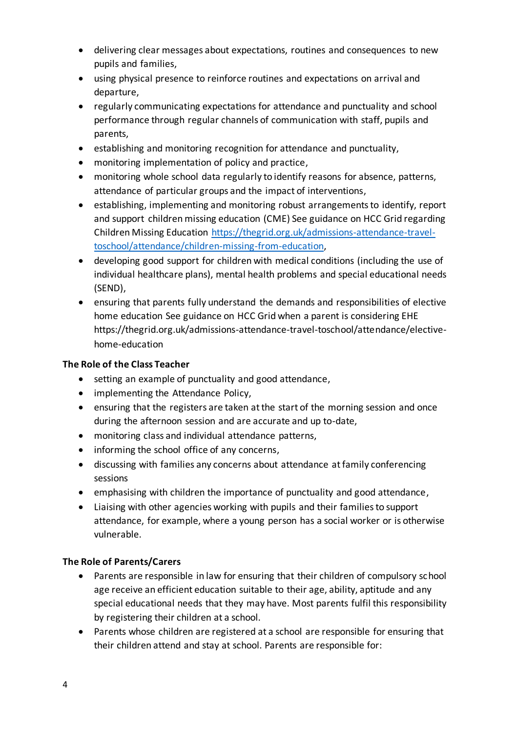- delivering clear messages about expectations, routines and consequences to new pupils and families,
- using physical presence to reinforce routines and expectations on arrival and departure,
- regularly communicating expectations for attendance and punctuality and school performance through regular channels of communication with staff, pupils and parents,
- establishing and monitoring recognition for attendance and punctuality,
- monitoring implementation of policy and practice,
- monitoring whole school data regularly to identify reasons for absence, patterns, attendance of particular groups and the impact of interventions,
- establishing, implementing and monitoring robust arrangements to identify, report and support children missing education (CME) See guidance on HCC Grid regarding Children Missing Education [https://thegrid.org.uk/admissions-attendance-travel-toschool/attendance/children-missing-from-education](https://thegrid.org.uk/admissions-attendance-travel-toschool/attendance/children-missing-from-education),
- developing good support for children with medical conditions (including the use of individual healthcare plans), mental health problems and special educational needs (SEND),
- ensuring that parents fully understand the demands and responsibilities of elective home education See guidance on HCC Grid when a parent is considering EHE https://thegrid.org.uk/admissions-attendance-travel-toschool/attendance/elective-home-education

**The Role of the Class Teacher**

- setting an example of punctuality and good attendance,
- implementing the Attendance Policy,
- ensuring that the registers are taken at the start of the morning session and once during the afternoon session and are accurate and up to-date,
- monitoring class and individual attendance patterns,
- informing the school office of any concerns,
- discussing with families any concerns about attendance at family conferencing sessions
- emphasising with children the importance of punctuality and good attendance,
- Liaising with other agencies working with pupils and their families to support attendance, for example, where a young person has a social worker or is otherwise vulnerable.

**The Role of Parents/Carers**

- Parents are responsible in law for ensuring that their children of compulsory school age receive an efficient education suitable to their age, ability, aptitude and any special educational needs that they may have. Most parents fulfil this responsibility by registering their children at a school.
- Parents whose children are registered at a school are responsible for ensuring that their children attend and stay at school. Parents are responsible for: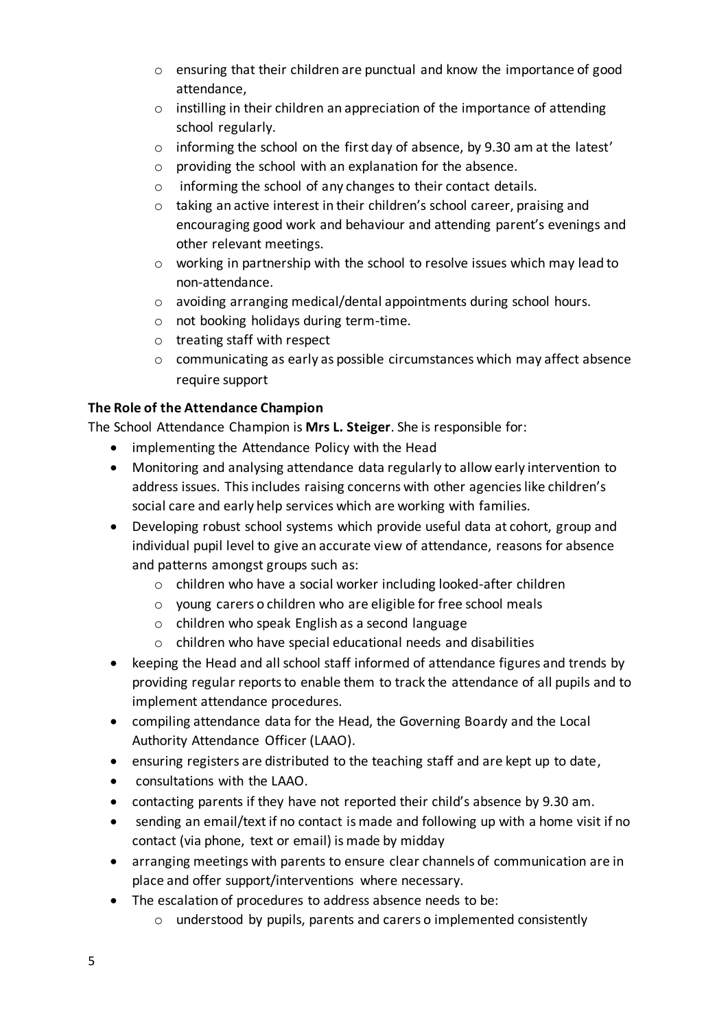- ensuring that their children are punctual and know the importance of good attendance,
  - instilling in their children an appreciation of the importance of attending school regularly.
  - informing the school on the first day of absence, by 9.30 am at the latest'
  - providing the school with an explanation for the absence.
  - informing the school of any changes to their contact details.
  - taking an active interest in their children's school career, praising and encouraging good work and behaviour and attending parent's evenings and other relevant meetings.
  - working in partnership with the school to resolve issues which may lead to non-attendance.
  - avoiding arranging medical/dental appointments during school hours.
  - not booking holidays during term-time.
  - treating staff with respect
  - communicating as early as possible circumstances which may affect absence require support

**The Role of the Attendance Champion**

The School Attendance Champion is **Mrs L. Steiger**. She is responsible for:

- implementing the Attendance Policy with the Head
- Monitoring and analysing attendance data regularly to allow early intervention to address issues. This includes raising concerns with other agencies like children's social care and early help services which are working with families.
- Developing robust school systems which provide useful data at cohort, group and individual pupil level to give an accurate view of attendance, reasons for absence and patterns amongst groups such as:
  - children who have a social worker including looked-after children
  - young carers o children who are eligible for free school meals
  - children who speak English as a second language
  - children who have special educational needs and disabilities
- keeping the Head and all school staff informed of attendance figures and trends by providing regular reports to enable them to track the attendance of all pupils and to implement attendance procedures.
- compiling attendance data for the Head, the Governing Boardy and the Local Authority Attendance Officer (LAAO).
- ensuring registers are distributed to the teaching staff and are kept up to date,
- consultations with the LAAO.
- contacting parents if they have not reported their child's absence by 9.30 am.
- sending an email/text if no contact is made and following up with a home visit if no contact (via phone, text or email) is made by midday
- arranging meetings with parents to ensure clear channels of communication are in place and offer support/interventions where necessary.
- The escalation of procedures to address absence needs to be:
  - understood by pupils, parents and carers o implemented consistently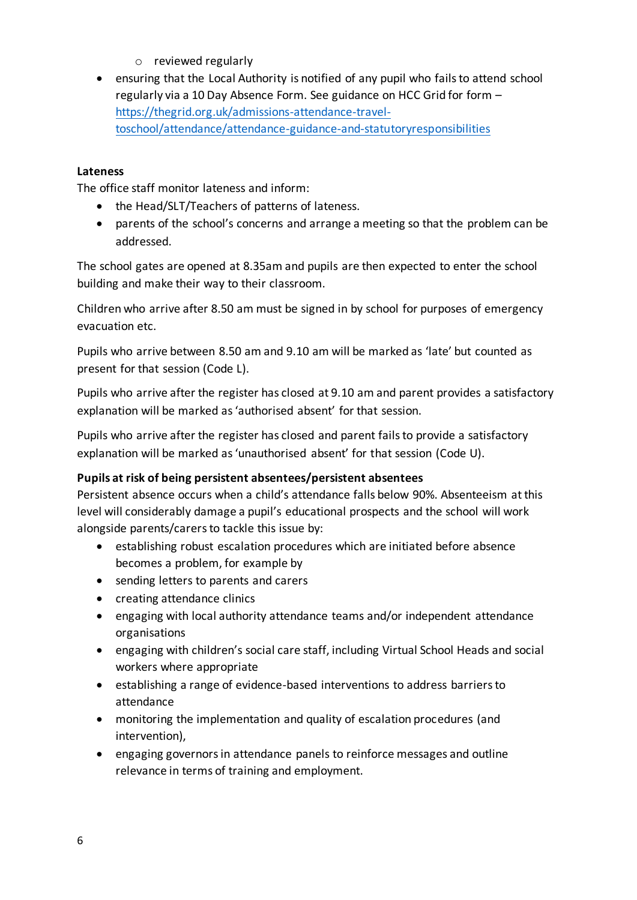- reviewed regularly
- ensuring that the Local Authority is notified of any pupil who fails to attend school regularly via a 10 Day Absence Form. See guidance on HCC Grid for form – [https://thegrid.org.uk/admissions-attendance-travel-toschool/attendance/attendance-guidance-and-statutoryresponsibilities](https://thegrid.org.uk/admissions-attendance-travel-toschool/attendance/attendance-guidance-and-statutoryresponsibilities)

**Lateness**

The office staff monitor lateness and inform:

- the Head/SLT/Teachers of patterns of lateness.
- parents of the school's concerns and arrange a meeting so that the problem can be addressed.

The school gates are opened at 8.35am and pupils are then expected to enter the school building and make their way to their classroom.

Children who arrive after 8.50 am must be signed in by school for purposes of emergency evacuation etc.

Pupils who arrive between 8.50 am and 9.10 am will be marked as 'late' but counted as present for that session (Code L).

Pupils who arrive after the register has closed at 9.10 am and parent provides a satisfactory explanation will be marked as 'authorised absent' for that session.

Pupils who arrive after the register has closed and parent fails to provide a satisfactory explanation will be marked as 'unauthorised absent' for that session (Code U).

**Pupils at risk of being persistent absentees/persistent absentees**

Persistent absence occurs when a child's attendance falls below 90%. Absenteeism at this level will considerably damage a pupil's educational prospects and the school will work alongside parents/carers to tackle this issue by:

- establishing robust escalation procedures which are initiated before absence becomes a problem, for example by
- sending letters to parents and carers
- creating attendance clinics
- engaging with local authority attendance teams and/or independent attendance organisations
- engaging with children's social care staff, including Virtual School Heads and social workers where appropriate
- establishing a range of evidence-based interventions to address barriers to attendance
- monitoring the implementation and quality of escalation procedures (and intervention),
- engaging governors in attendance panels to reinforce messages and outline relevance in terms of training and employment.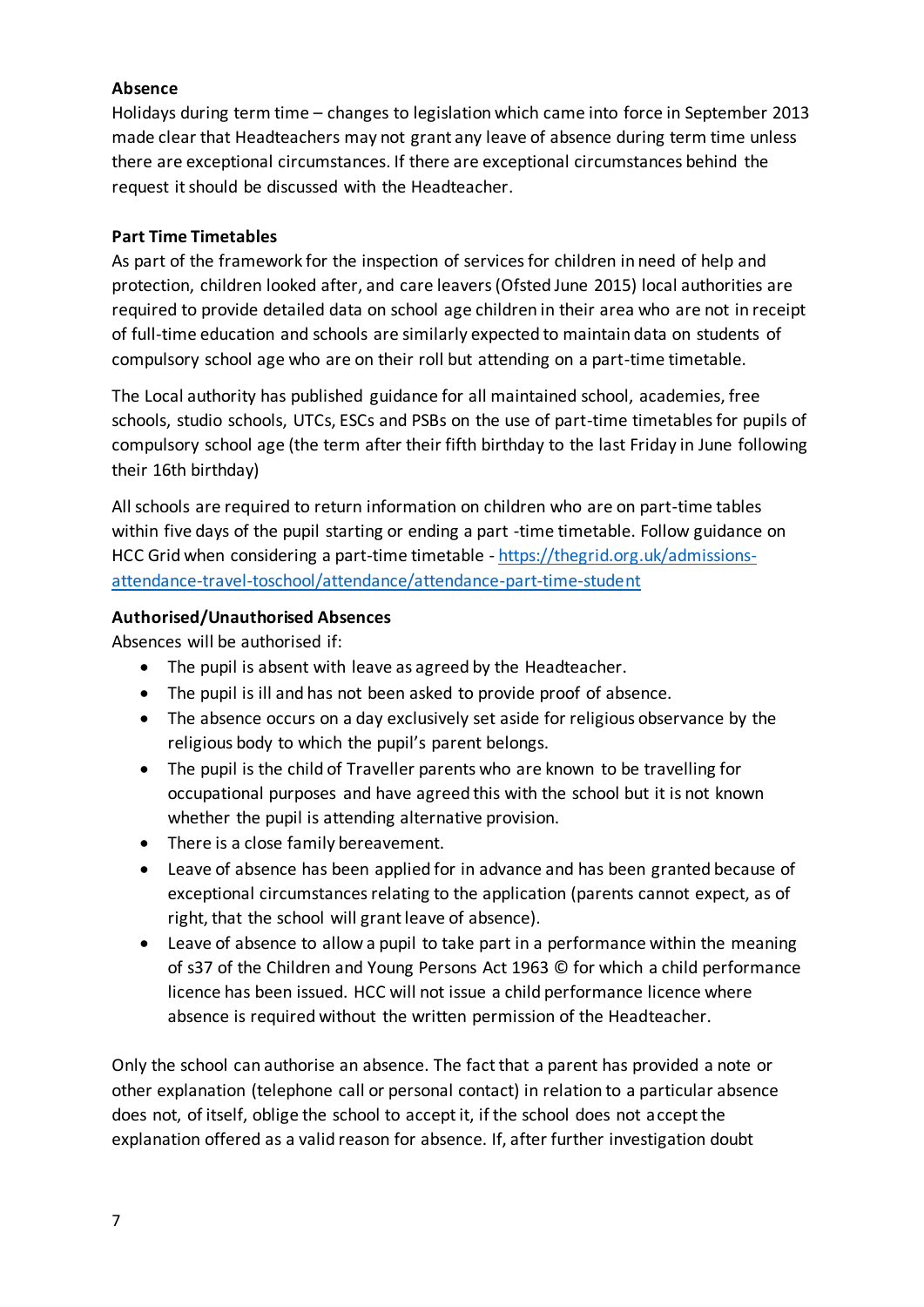**Absence**

Holidays during term time – changes to legislation which came into force in September 2013 made clear that Headteachers may not grant any leave of absence during term time unless there are exceptional circumstances. If there are exceptional circumstances behind the request it should be discussed with the Headteacher.

**Part Time Timetables**

As part of the framework for the inspection of services for children in need of help and protection, children looked after, and care leavers (Ofsted June 2015) local authorities are required to provide detailed data on school age children in their area who are not in receipt of full-time education and schools are similarly expected to maintain data on students of compulsory school age who are on their roll but attending on a part-time timetable.

The Local authority has published guidance for all maintained school, academies, free schools, studio schools, UTCs, ESCs and PSBs on the use of part-time timetables for pupils of compulsory school age (the term after their fifth birthday to the last Friday in June following their 16th birthday)

All schools are required to return information on children who are on part-time tables within five days of the pupil starting or ending a part -time timetable. Follow guidance on HCC Grid when considering a part-time timetable - [https://thegrid.org.uk/admissions-attendance-travel-toschool/attendance/attendance-part-time-student](https://thegrid.org.uk/admissions-attendance-travel-toschool/attendance/attendance-part-time-student)

**Authorised/Unauthorised Absences**

Absences will be authorised if:

- The pupil is absent with leave as agreed by the Headteacher.
- The pupil is ill and has not been asked to provide proof of absence.
- The absence occurs on a day exclusively set aside for religious observance by the religious body to which the pupil's parent belongs.
- The pupil is the child of Traveller parents who are known to be travelling for occupational purposes and have agreed this with the school but it is not known whether the pupil is attending alternative provision.
- There is a close family bereavement.
- Leave of absence has been applied for in advance and has been granted because of exceptional circumstances relating to the application (parents cannot expect, as of right, that the school will grant leave of absence).
- Leave of absence to allow a pupil to take part in a performance within the meaning of s37 of the Children and Young Persons Act 1963 © for which a child performance licence has been issued. HCC will not issue a child performance licence where absence is required without the written permission of the Headteacher.

Only the school can authorise an absence. The fact that a parent has provided a note or other explanation (telephone call or personal contact) in relation to a particular absence does not, of itself, oblige the school to accept it, if the school does not accept the explanation offered as a valid reason for absence. If, after further investigation doubt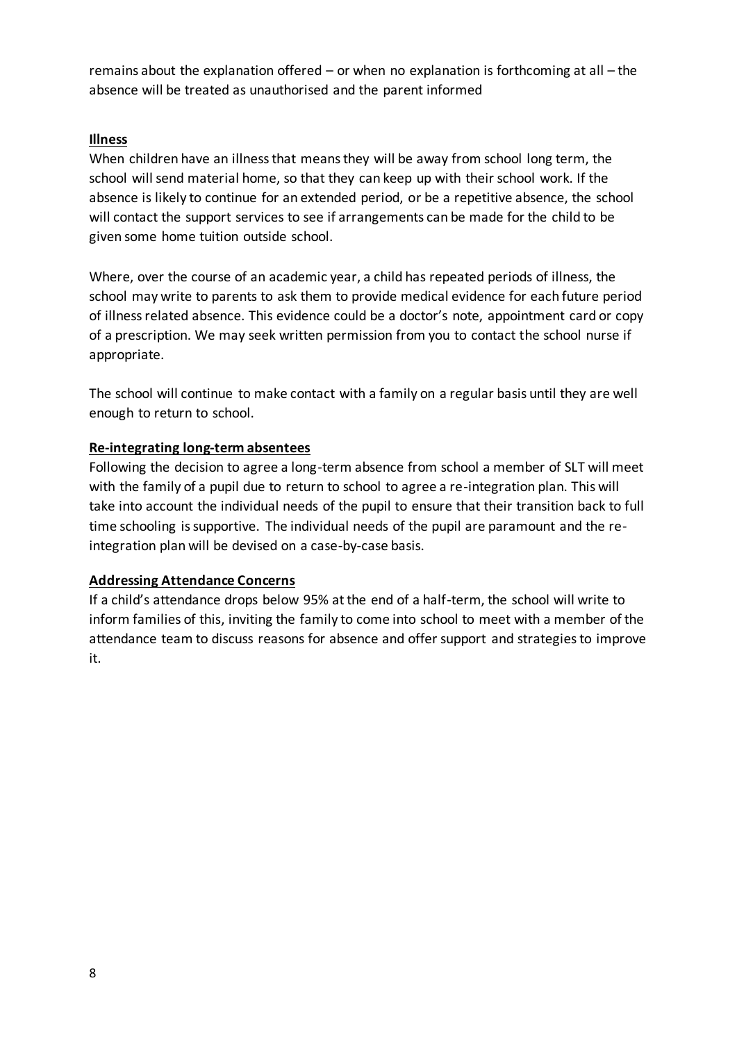remains about the explanation offered – or when no explanation is forthcoming at all – the absence will be treated as unauthorised and the parent informed

**Illness**

When children have an illness that means they will be away from school long term, the school will send material home, so that they can keep up with their school work. If the absence is likely to continue for an extended period, or be a repetitive absence, the school will contact the support services to see if arrangements can be made for the child to be given some home tuition outside school.

Where, over the course of an academic year, a child has repeated periods of illness, the school may write to parents to ask them to provide medical evidence for each future period of illness related absence. This evidence could be a doctor's note, appointment card or copy of a prescription. We may seek written permission from you to contact the school nurse if appropriate.

The school will continue to make contact with a family on a regular basis until they are well enough to return to school.

**Re-integrating long-term absentees**

Following the decision to agree a long-term absence from school a member of SLT will meet with the family of a pupil due to return to school to agree a re-integration plan. This will take into account the individual needs of the pupil to ensure that their transition back to full time schooling is supportive. The individual needs of the pupil are paramount and the re-integration plan will be devised on a case-by-case basis.

**Addressing Attendance Concerns**

If a child's attendance drops below 95% at the end of a half-term, the school will write to inform families of this, inviting the family to come into school to meet with a member of the attendance team to discuss reasons for absence and offer support and strategies to improve it.